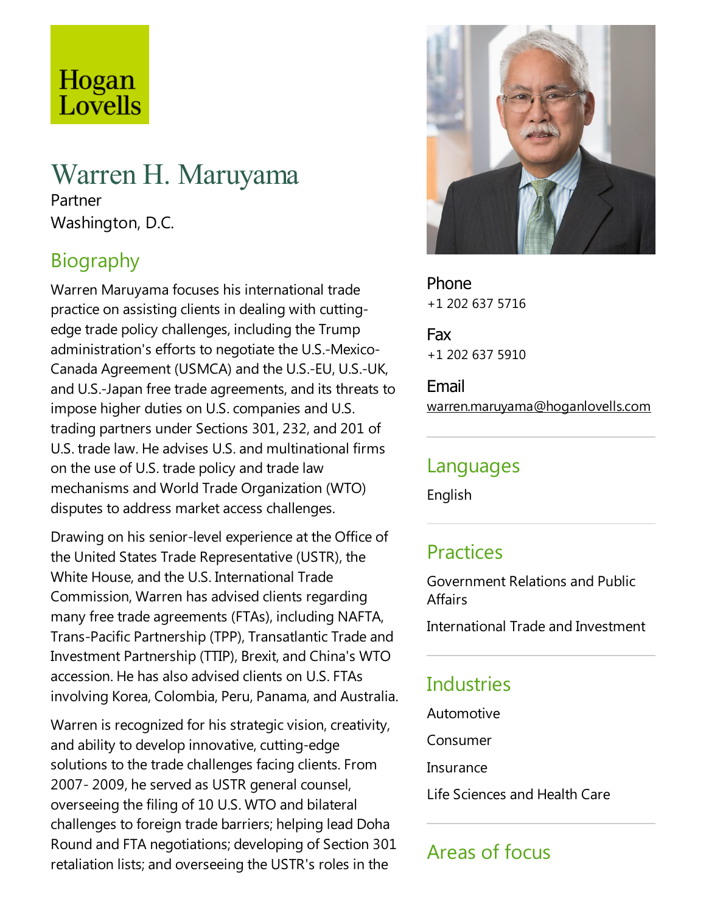Hogan Lovells

# Warren H. Maruyama

Partner

Washington, D.C.

## Biography

Warren Maruyama focuses his international trade practice on assisting clients in dealing with cutting-edge trade policy challenges, including the Trump administration's efforts to negotiate the U.S.-Mexico-Canada Agreement (USMCA) and the U.S.-EU, U.S.-UK, and U.S.-Japan free trade agreements, and its threats to impose higher duties on U.S. companies and U.S. trading partners under Sections 301, 232, and 201 of U.S. trade law. He advises U.S. and multinational firms on the use of U.S. trade policy and trade law mechanisms and World Trade Organization (WTO) disputes to address market access challenges.

Drawing on his senior-level experience at the Office of the United States Trade Representative (USTR), the White House, and the U.S. International Trade Commission, Warren has advised clients regarding many free trade agreements (FTAs), including NAFTA, Trans-Pacific Partnership (TPP), Transatlantic Trade and Investment Partnership (TTIP), Brexit, and China's WTO accession. He has also advised clients on U.S. FTAs involving Korea, Colombia, Peru, Panama, and Australia.

Warren is recognized for his strategic vision, creativity, and ability to develop innovative, cutting-edge solutions to the trade challenges facing clients. From 2007- 2009, he served as USTR general counsel, overseeing the filing of 10 U.S. WTO and bilateral challenges to foreign trade barriers; helping lead Doha Round and FTA negotiations; developing of Section 301 retaliation lists; and overseeing the USTR's roles in the

Phone
+1 202 637 5716

Fax
+1 202 637 5910

Email
warren.maruyama@hoganlovells.com

## Languages

English

## Practices

Government Relations and Public Affairs

International Trade and Investment

## Industries

Automotive

Consumer

Insurance

Life Sciences and Health Care

## Areas of focus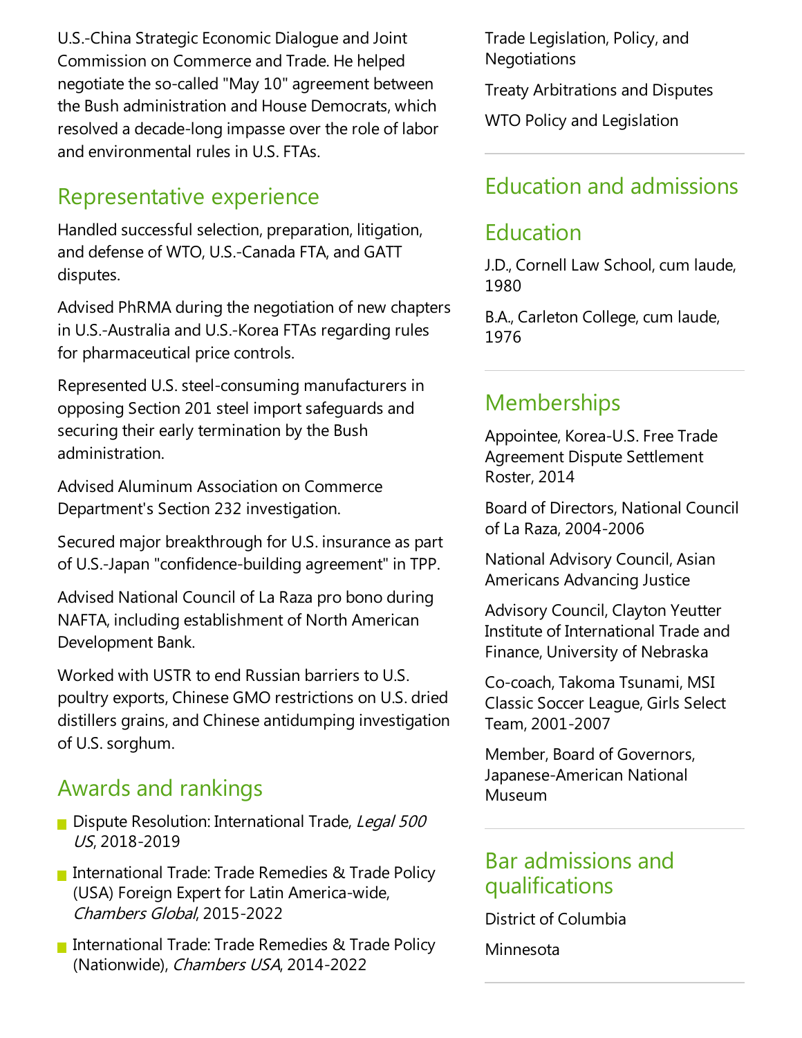U.S.-China Strategic Economic Dialogue and Joint Commission on Commerce and Trade. He helped negotiate the so-called "May 10" agreement between the Bush administration and House Democrats, which resolved a decade-long impasse over the role of labor and environmental rules in U.S. FTAs.

## Representative experience

Handled successful selection, preparation, litigation, and defense of WTO, U.S.-Canada FTA, and GATT disputes.

Advised PhRMA during the negotiation of new chapters in U.S.-Australia and U.S.-Korea FTAs regarding rules for pharmaceutical price controls.

Represented U.S. steel-consuming manufacturers in opposing Section 201 steel import safeguards and securing their early termination by the Bush administration.

Advised Aluminum Association on Commerce Department's Section 232 investigation.

Secured major breakthrough for U.S. insurance as part of U.S.-Japan "confidence-building agreement" in TPP.

Advised National Council of La Raza pro bono during NAFTA, including establishment of North American Development Bank.

Worked with USTR to end Russian barriers to U.S. poultry exports, Chinese GMO restrictions on U.S. dried distillers grains, and Chinese antidumping investigation of U.S. sorghum.

## Awards and rankings

- Dispute Resolution: International Trade, *Legal 500 US*, 2018-2019
- International Trade: Trade Remedies & Trade Policy (USA) Foreign Expert for Latin America-wide, *Chambers Global*, 2015-2022
- International Trade: Trade Remedies & Trade Policy (Nationwide), *Chambers USA*, 2014-2022

Trade Legislation, Policy, and Negotiations

Treaty Arbitrations and Disputes

WTO Policy and Legislation

## Education and admissions

## Education

J.D., Cornell Law School, cum laude, 1980

B.A., Carleton College, cum laude, 1976

## Memberships

Appointee, Korea-U.S. Free Trade Agreement Dispute Settlement Roster, 2014

Board of Directors, National Council of La Raza, 2004-2006

National Advisory Council, Asian Americans Advancing Justice

Advisory Council, Clayton Yeutter Institute of International Trade and Finance, University of Nebraska

Co-coach, Takoma Tsunami, MSI Classic Soccer League, Girls Select Team, 2001-2007

Member, Board of Governors, Japanese-American National Museum

## Bar admissions and qualifications

District of Columbia

Minnesota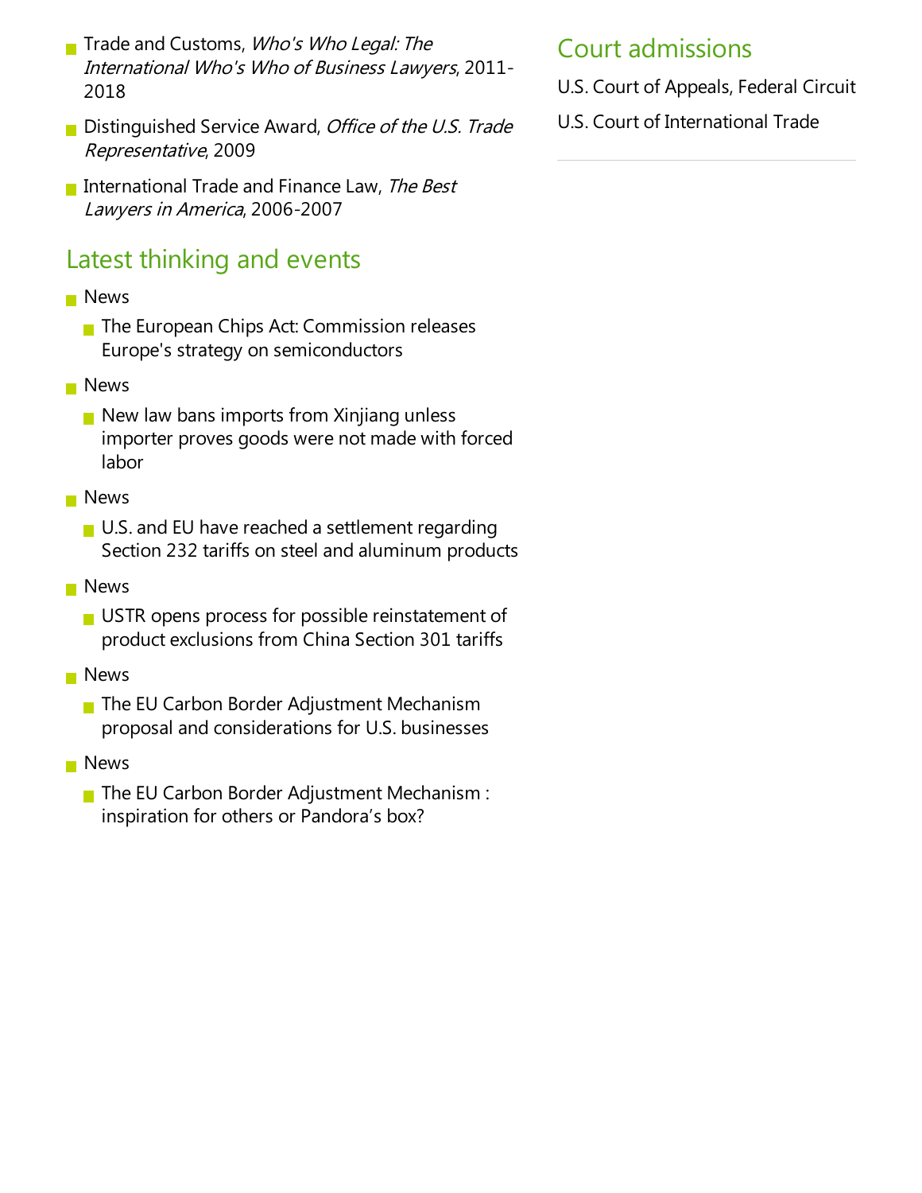- Trade and Customs, *Who's Who Legal: The International Who's Who of Business Lawyers*, 2011-2018
- Distinguished Service Award, *Office of the U.S. Trade Representative*, 2009
- International Trade and Finance Law, *The Best Lawyers in America*, 2006-2007

## Latest thinking and events

- News
  - The European Chips Act: Commission releases Europe's strategy on semiconductors
- News
  - New law bans imports from Xinjiang unless importer proves goods were not made with forced labor
- News
  - U.S. and EU have reached a settlement regarding Section 232 tariffs on steel and aluminum products
- News
  - USTR opens process for possible reinstatement of product exclusions from China Section 301 tariffs
- News
  - The EU Carbon Border Adjustment Mechanism proposal and considerations for U.S. businesses
- News
  - The EU Carbon Border Adjustment Mechanism : inspiration for others or Pandora’s box?

## Court admissions

U.S. Court of Appeals, Federal Circuit

U.S. Court of International Trade